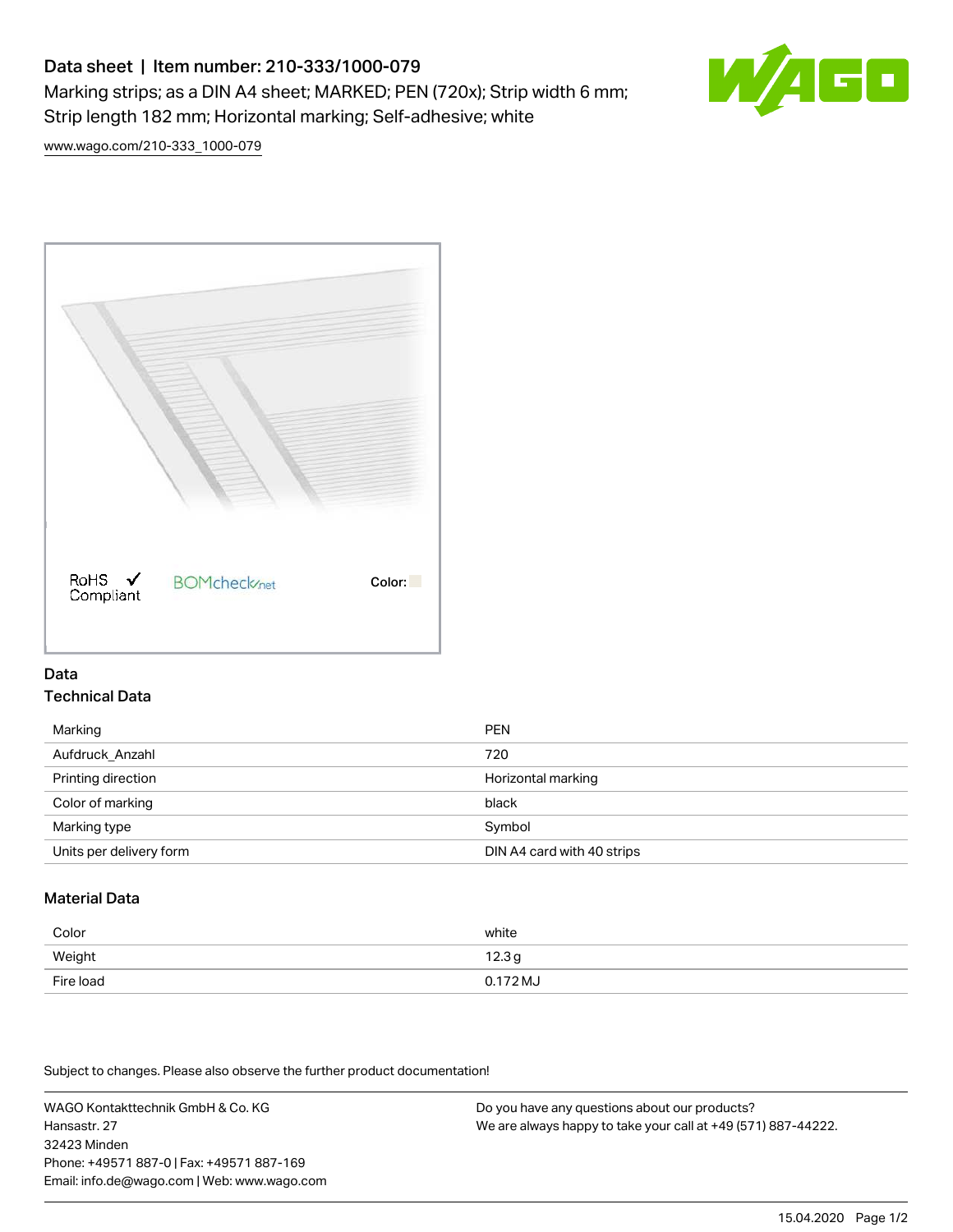# Data sheet | Item number: 210-333/1000-079

Marking strips; as a DIN A4 sheet; MARKED; PEN (720x); Strip width 6 mm; Strip length 182 mm; Horizontal marking; Self-adhesive; white

www.wago.com/210-333_1000-079

RoHS ✓ Compliant

BOMcheck.net

Color:

## Data

### Technical Data

| | |
|---|---|
| Marking | PEN |
| Aufdruck_Anzahl | 720 |
| Printing direction | Horizontal marking |
| Color of marking | black |
| Marking type | Symbol |
| Units per delivery form | DIN A4 card with 40 strips |

### Material Data

| | |
|---|---|
| Color | white |
| Weight | 12.3 g |
| Fire load | 0.172 MJ |

Subject to changes. Please also observe the further product documentation!

WAGO Kontakttechnik GmbH & Co. KG
Hansastr. 27
32423 Minden
Phone: +49571 887-0 | Fax: +49571 887-169
Email: info.de@wago.com | Web: www.wago.com

Do you have any questions about our products?
We are always happy to take your call at +49 (571) 887-44222.

15.04.2020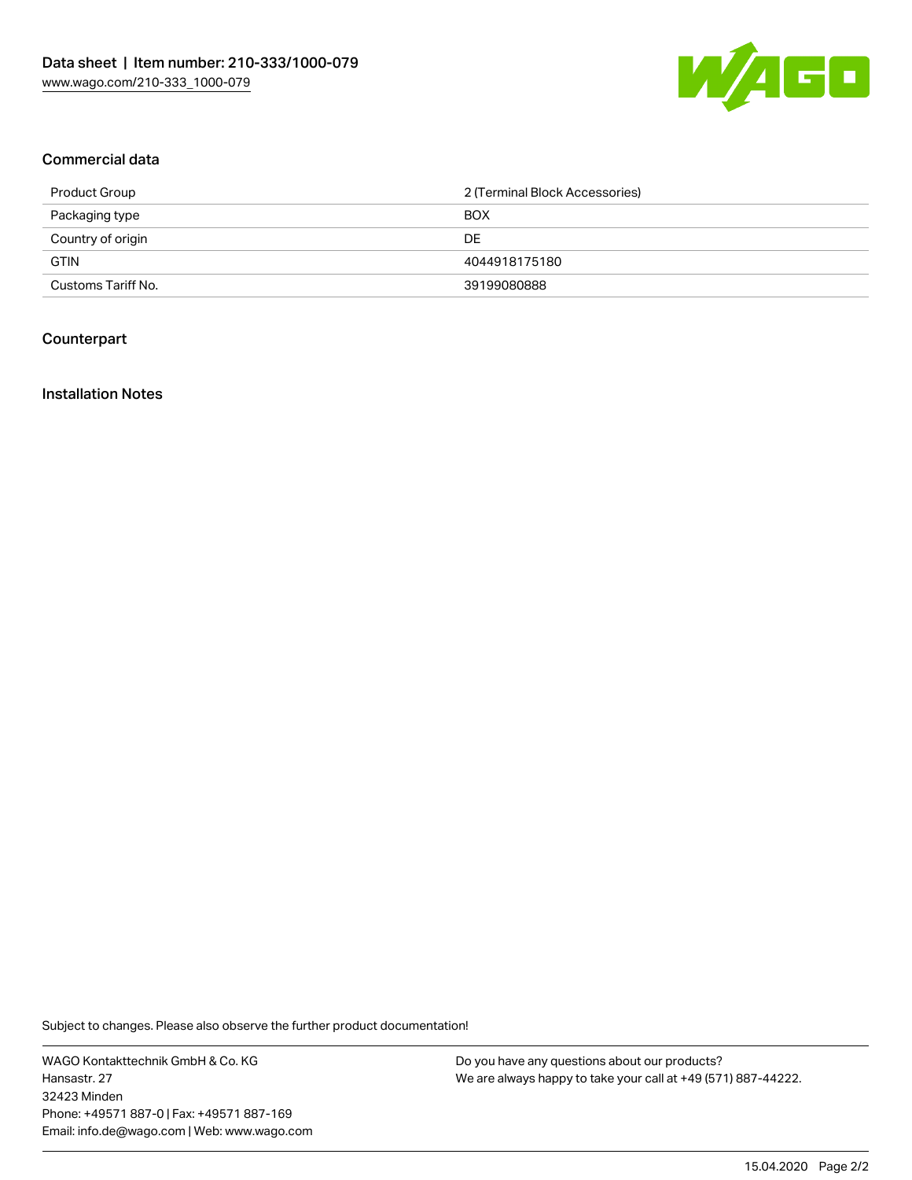## Commercial data

| | |
|---|---|
| Product Group | 2 (Terminal Block Accessories) |
| Packaging type | BOX |
| Country of origin | DE |
| GTIN | 4044918175180 |
| Customs Tariff No. | 39199080888 |

## Counterpart

## Installation Notes

Subject to changes. Please also observe the further product documentation!

WAGO Kontakttechnik GmbH & Co. KG
Hansastr. 27
32423 Minden
Phone: +49571 887-0 | Fax: +49571 887-169
Email: info.de@wago.com | Web: www.wago.com

Do you have any questions about our products?
We are always happy to take your call at +49 (571) 887-44222.

15.04.2020